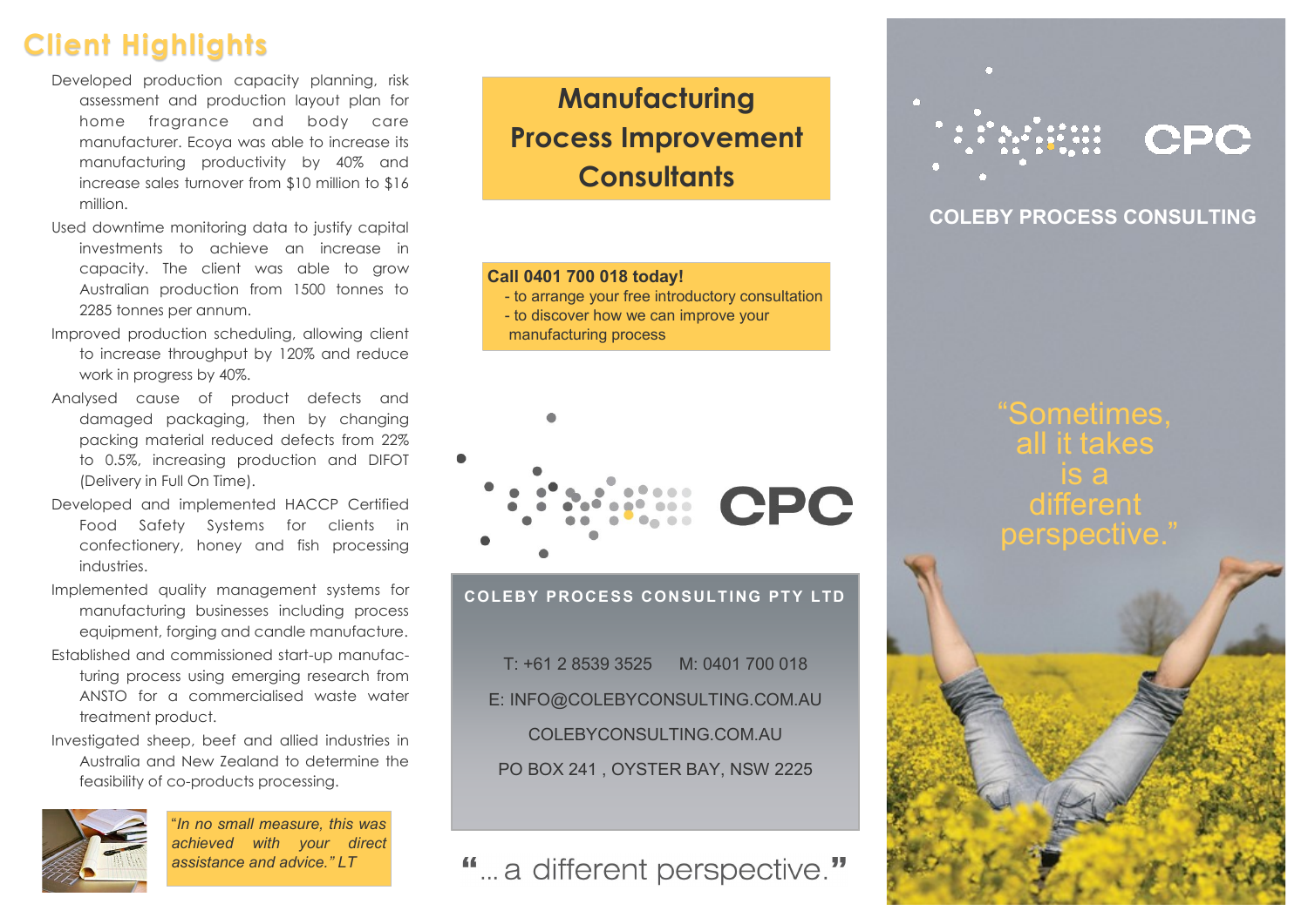## Client Highlights

- Developed production capacity planning, risk assessment and production layout plan for home fragrance and body care manufacturer. Ecoya was able to increase its manufacturing productivity by 40% and increase sales turnover from $10 million to $16 million.
- Used downtime monitoring data to justify capital investments to achieve an increase in capacity. The client was able to grow Australian production from 1500 tonnes to 2285 tonnes per annum.
- Improved production scheduling, allowing client to increase throughput by 120% and reduce work in progress by 40%.
- Analysed cause of product defects and damaged packaging, then by changing packing material reduced defects from 22% to 0.5%, increasing production and DIFOT (Delivery in Full On Time).
- Developed and implemented HACCP Certified Food Safety Systems for clients in confectionery, honey and fish processing industries.
- Implemented quality management systems for manufacturing businesses including process equipment, forging and candle manufacture.
- Established and commissioned start-up manufacturing process using emerging research from ANSTO for a commercialised waste water treatment product.
- Investigated sheep, beef and allied industries in Australia and New Zealand to determine the feasibility of co-products processing.

*"In no small measure, this was achieved with your direct assistance and advice." LT*

# Manufacturing Process Improvement Consultants

**Call 0401 700 018 today!**

- to arrange your free introductory consultation
- to discover how we can improve your manufacturing process

CPC

**COLEBY PROCESS CONSULTING PTY LTD**

T: +61 2 8539 3525 M: 0401 700 018

E: INFO@COLEBYCONSULTING.COM.AU

COLEBYCONSULTING.COM.AU

PO BOX 241 , OYSTER BAY, NSW 2225

"... a different perspective."

CPC

**COLEBY PROCESS CONSULTING**

"Sometimes, all it takes is a different perspective."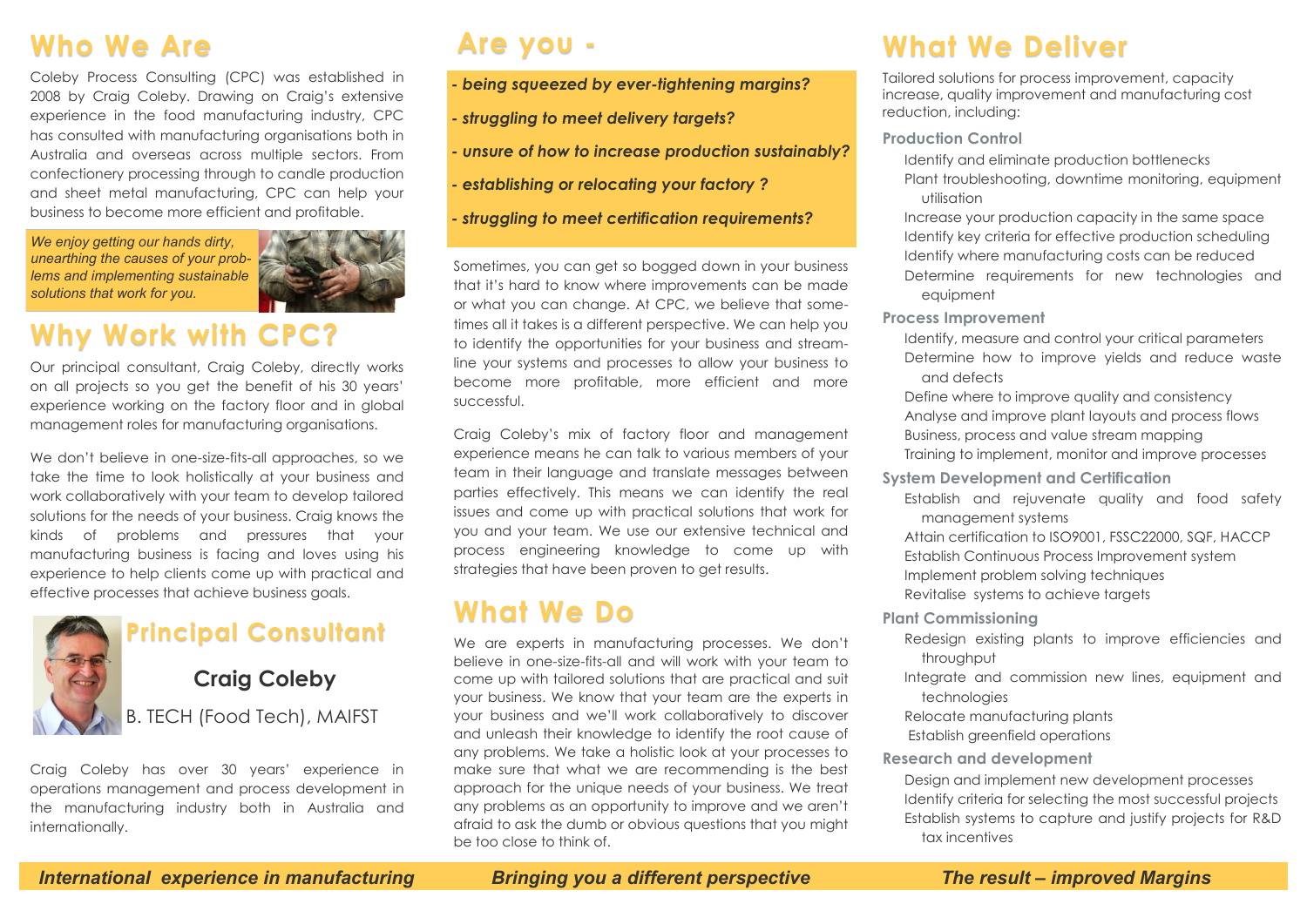## Who We Are

Coleby Process Consulting (CPC) was established in 2008 by Craig Coleby. Drawing on Craig's extensive experience in the food manufacturing industry, CPC has consulted with manufacturing organisations both in Australia and overseas across multiple sectors. From confectionery processing through to candle production and sheet metal manufacturing, CPC can help your business to become more efficient and profitable.

*We enjoy getting our hands dirty, unearthing the causes of your problems and implementing sustainable solutions that work for you.*

## Why Work with CPC?

Our principal consultant, Craig Coleby, directly works on all projects so you get the benefit of his 30 years' experience working on the factory floor and in global management roles for manufacturing organisations.

We don't believe in one-size-fits-all approaches, so we take the time to look holistically at your business and work collaboratively with your team to develop tailored solutions for the needs of your business. Craig knows the kinds of problems and pressures that your manufacturing business is facing and loves using his experience to help clients come up with practical and effective processes that achieve business goals.

## Principal Consultant

### Craig Coleby

B. TECH (Food Tech), MAIFST

Craig Coleby has over 30 years' experience in operations management and process development in the manufacturing industry both in Australia and internationally.

## Are you -

- ***being squeezed by ever-tightening margins?***
- ***struggling to meet delivery targets?***
- ***unsure of how to increase production sustainably?***
- ***establishing or relocating your factory ?***
- ***struggling to meet certification requirements?***

Sometimes, you can get so bogged down in your business that it's hard to know where improvements can be made or what you can change. At CPC, we believe that sometimes all it takes is a different perspective. We can help you to identify the opportunities for your business and streamline your systems and processes to allow your business to become more profitable, more efficient and more successful.

Craig Coleby's mix of factory floor and management experience means he can talk to various members of your team in their language and translate messages between parties effectively. This means we can identify the real issues and come up with practical solutions that work for you and your team. We use our extensive technical and process engineering knowledge to come up with strategies that have been proven to get results.

## What We Do

We are experts in manufacturing processes. We don't believe in one-size-fits-all and will work with your team to come up with tailored solutions that are practical and suit your business. We know that your team are the experts in your business and we'll work collaboratively to discover and unleash their knowledge to identify the root cause of any problems. We take a holistic look at your processes to make sure that what we are recommending is the best approach for the unique needs of your business. We treat any problems as an opportunity to improve and we aren't afraid to ask the dumb or obvious questions that you might be too close to think of.

## What We Deliver

Tailored solutions for process improvement, capacity increase, quality improvement and manufacturing cost reduction, including:

### Production Control

- Identify and eliminate production bottlenecks
- Plant troubleshooting, downtime monitoring, equipment utilisation
- Increase your production capacity in the same space
- Identify key criteria for effective production scheduling
- Identify where manufacturing costs can be reduced
- Determine requirements for new technologies and equipment

### Process Improvement

- Identify, measure and control your critical parameters
- Determine how to improve yields and reduce waste and defects
- Define where to improve quality and consistency
- Analyse and improve plant layouts and process flows
- Business, process and value stream mapping
- Training to implement, monitor and improve processes

### System Development and Certification

- Establish and rejuvenate quality and food safety management systems
- Attain certification to ISO9001, FSSC22000, SQF, HACCP
- Establish Continuous Process Improvement system
- Implement problem solving techniques
- Revitalise systems to achieve targets

### Plant Commissioning

- Redesign existing plants to improve efficiencies and throughput
- Integrate and commission new lines, equipment and technologies
- Relocate manufacturing plants
- Establish greenfield operations

### Research and development

- Design and implement new development processes
- Identify criteria for selecting the most successful projects
- Establish systems to capture and justify projects for R&D tax incentives

***International experience in manufacturing*** | ***Bringing you a different perspective*** | ***The result – improved Margins***